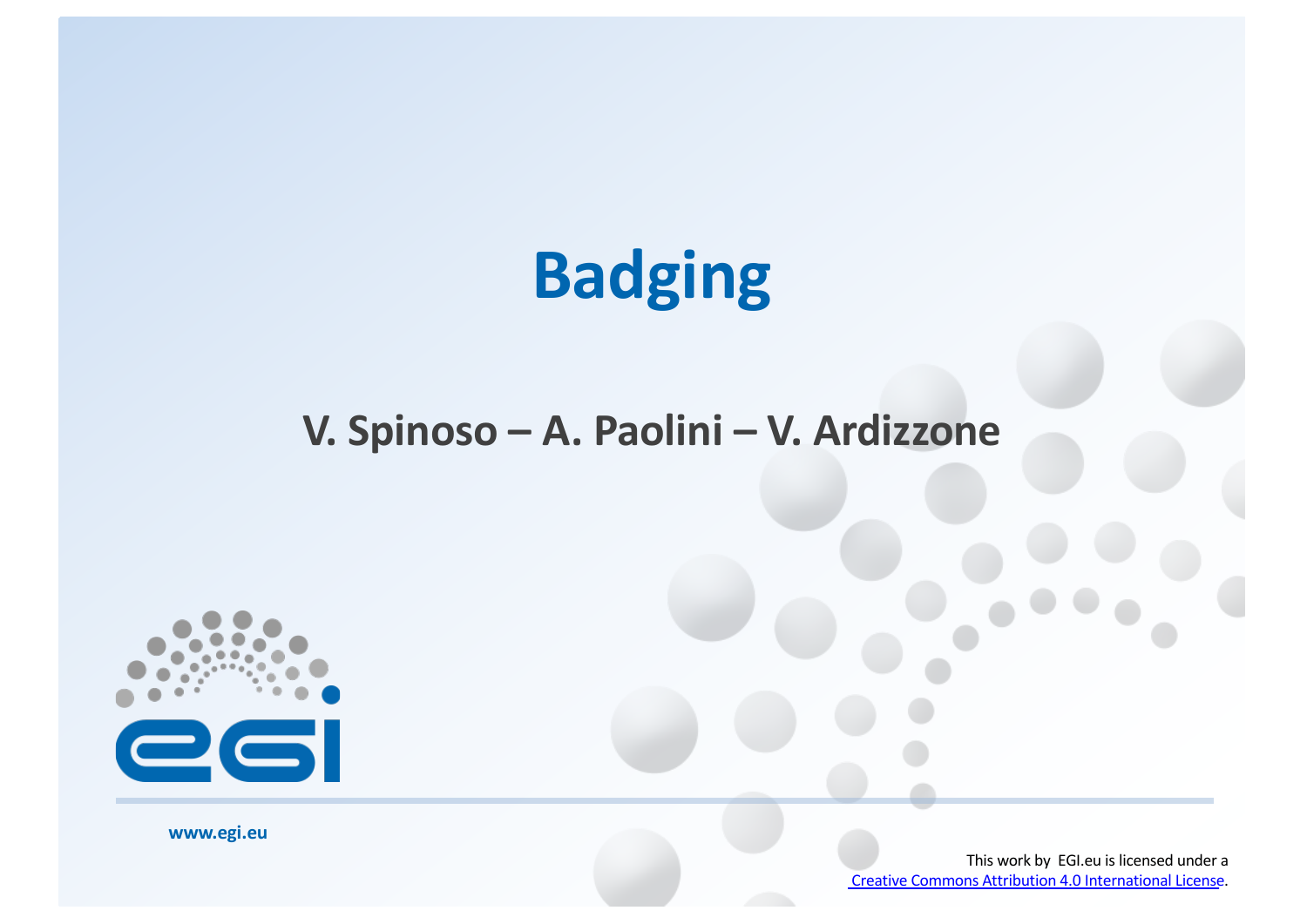# Badging

V. Spinoso – A. Paolini – V. Ardizzone

www.egi.eu

This work by EGI.eu is licensed under a [Creative Commons Attribution 4.0 International License](https://creativecommons.org/licenses/by/4.0/).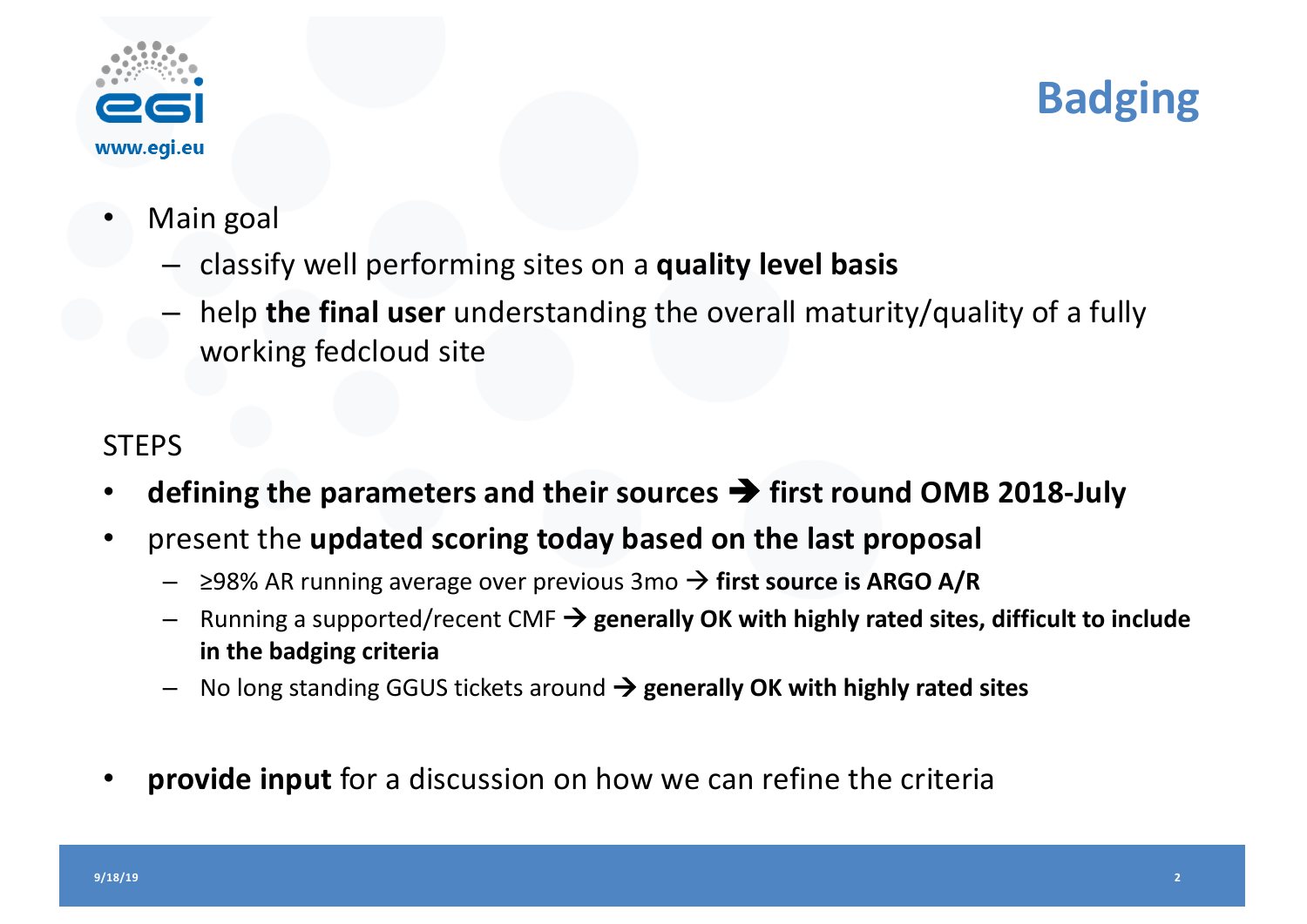# Badging

- Main goal
  - classify well performing sites on a **quality level basis**
  - help **the final user** understanding the overall maturity/quality of a fully working fedcloud site

STEPS

- **defining the parameters and their sources ➔ first round OMB 2018-July**
- present the **updated scoring today based on the last proposal**
  - ≥98% AR running average over previous 3mo → **first source is ARGO A/R**
  - Running a supported/recent CMF → **generally OK with highly rated sites, difficult to include in the badging criteria**
  - No long standing GGUS tickets around → **generally OK with highly rated sites**
- **provide input** for a discussion on how we can refine the criteria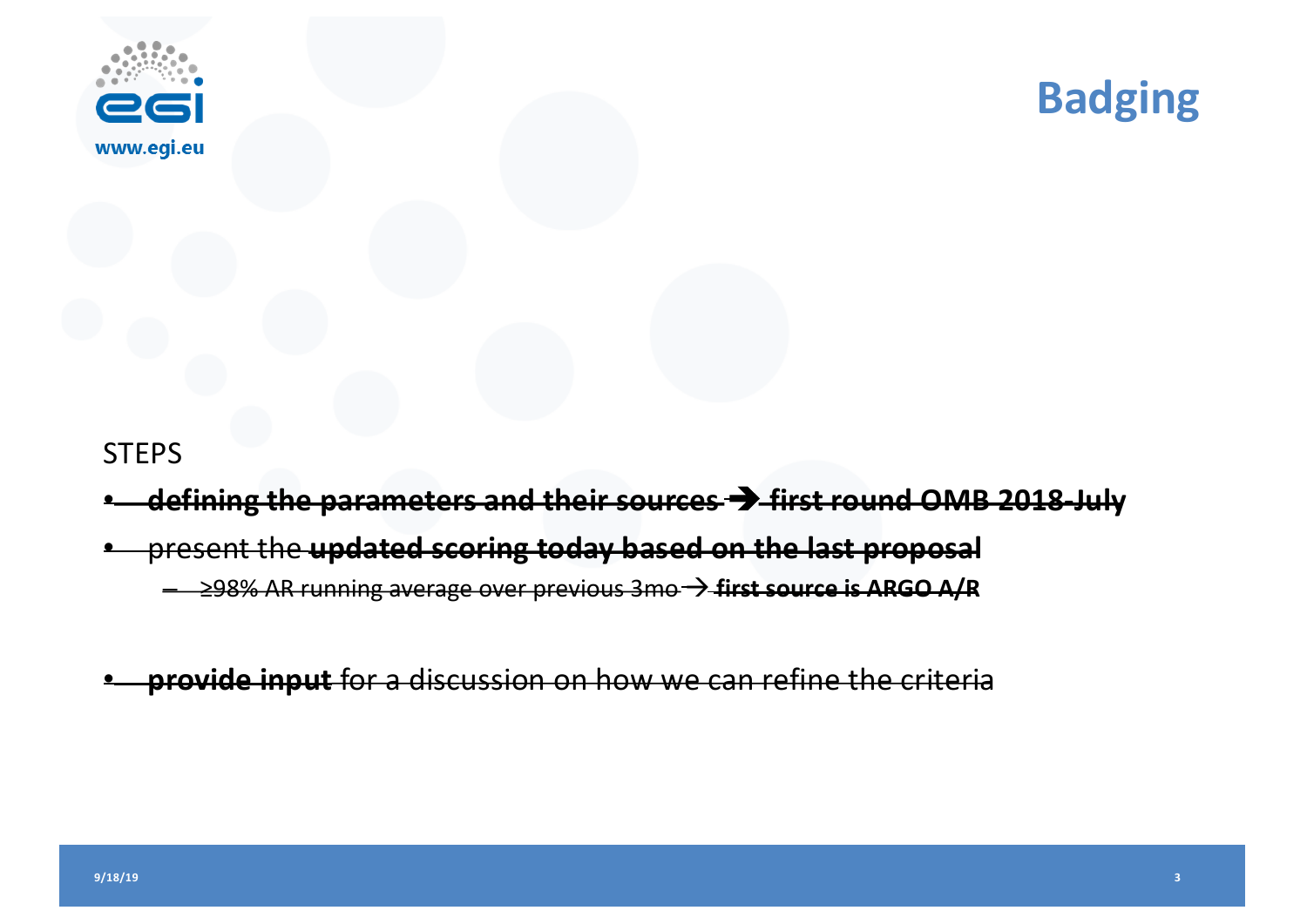# Badging

STEPS

- ~~**defining the parameters and their sources** ➔ **first round OMB 2018-July**~~
- ~~present the **updated scoring today based on the last proposal**~~
  - ~~≥98% AR running average over previous 3mo → **first source is ARGO A/R**~~
- ~~**provide input** for a discussion on how we can refine the criteria~~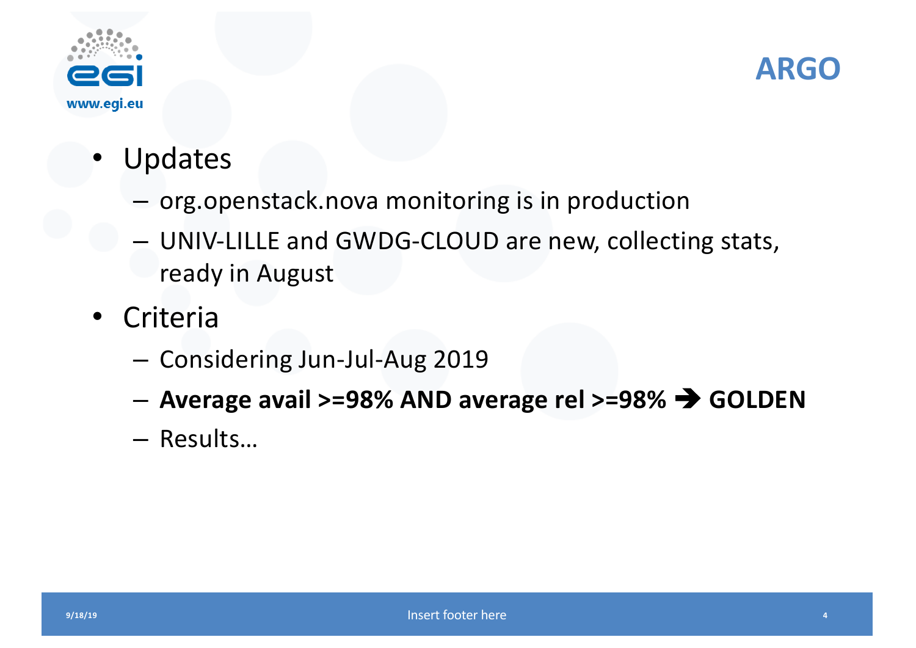# ARGO

- Updates
  - org.openstack.nova monitoring is in production
  - UNIV-LILLE and GWDG-CLOUD are new, collecting stats, ready in August
- Criteria
  - Considering Jun-Jul-Aug 2019
  - **Average avail >=98% AND average rel >=98% → GOLDEN**
  - Results…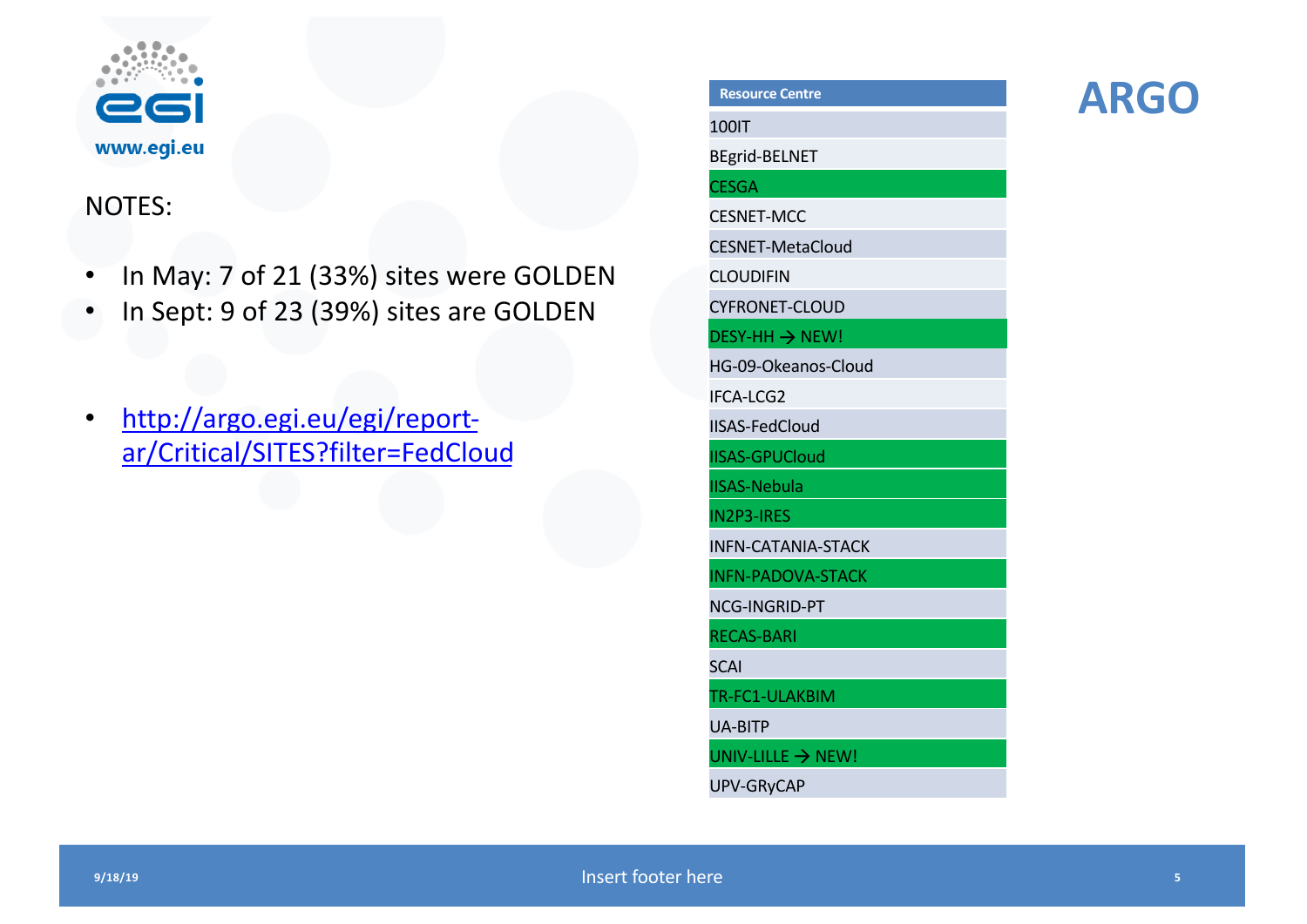# ARGO

NOTES:

- In May: 7 of 21 (33%) sites were GOLDEN
- In Sept: 9 of 23 (39%) sites are GOLDEN

- http://argo.egi.eu/egi/report-ar/Critical/SITES?filter=FedCloud

| Resource Centre |
|---|
| 100IT |
| BEgrid-BELNET |
| CESGA |
| CESNET-MCC |
| CESNET-MetaCloud |
| CLOUDIFIN |
| CYFRONET-CLOUD |
| DESY-HH → NEW! |
| HG-09-Okeanos-Cloud |
| IFCA-LCG2 |
| IISAS-FedCloud |
| IISAS-GPUCloud |
| IISAS-Nebula |
| IN2P3-IRES |
| INFN-CATANIA-STACK |
| INFN-PADOVA-STACK |
| NCG-INGRID-PT |
| RECAS-BARI |
| SCAI |
| TR-FC1-ULAKBIM |
| UA-BITP |
| UNIV-LILLE → NEW! |
| UPV-GRyCAP |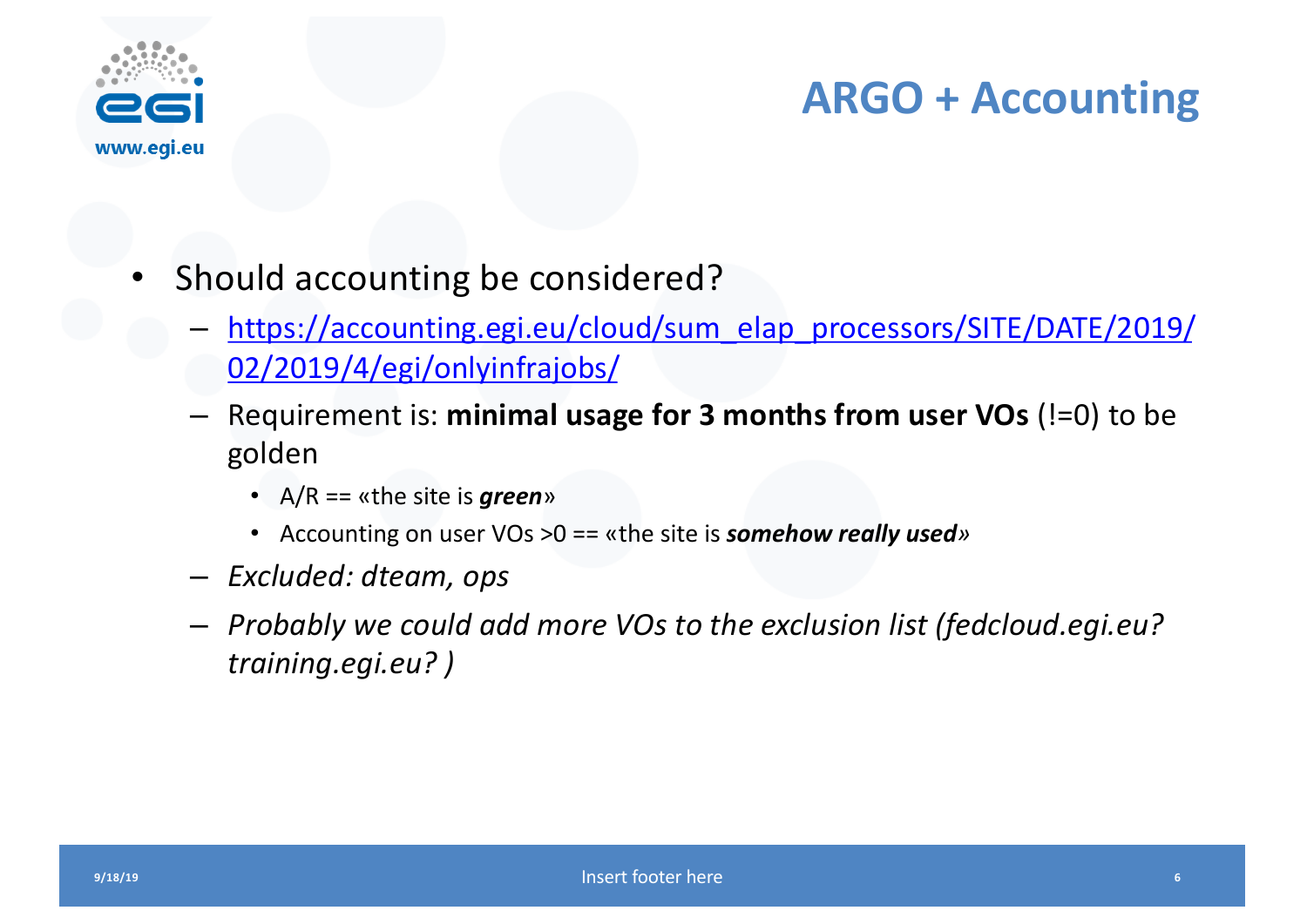# ARGO + Accounting

- Should accounting be considered?
  - [https://accounting.egi.eu/cloud/sum_elap_processors/SITE/DATE/2019/02/2019/4/egi/onlyinfrajobs/](https://accounting.egi.eu/cloud/sum_elap_processors/SITE/DATE/2019/02/2019/4/egi/onlyinfrajobs/)
  - Requirement is: **minimal usage for 3 months from user VOs** (!=0) to be golden
    - A/R == «the site is ***green***»
    - Accounting on user VOs >0 == «the site is ***somehow really used***»
  - *Excluded: dteam, ops*
  - *Probably we could add more VOs to the exclusion list (fedcloud.egi.eu? training.egi.eu? )*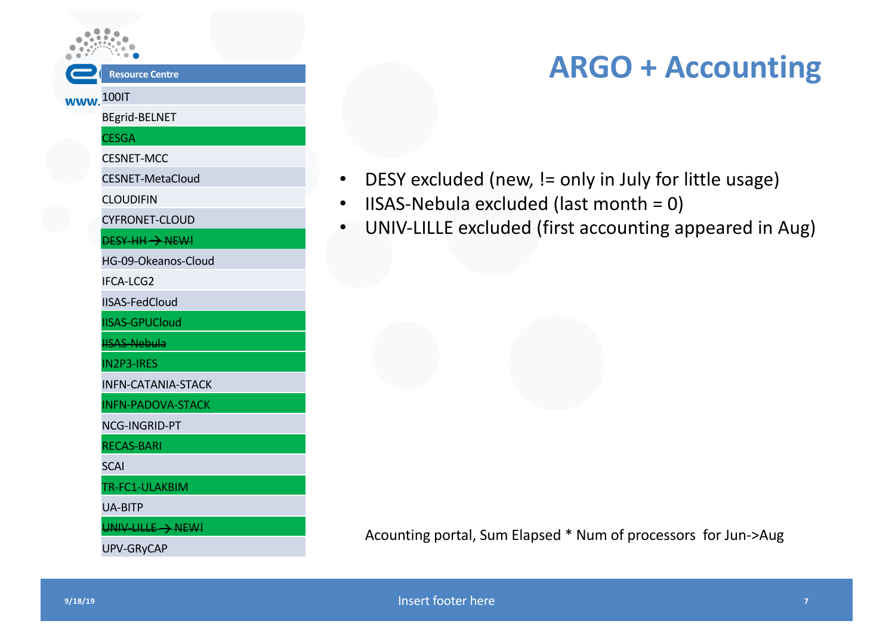# ARGO + Accounting

| Resource Centre |
| --- |
| 100IT |
| BEgrid-BELNET |
| CESGA |
| CESNET-MCC |
| CESNET-MetaCloud |
| CLOUDIFIN |
| CYFRONET-CLOUD |
| ~~DESY-HH~~ → NEW! |
| HG-09-Okeanos-Cloud |
| IFCA-LCG2 |
| IISAS-FedCloud |
| IISAS-GPUCloud |
| ~~IISAS-Nebula~~ |
| IN2P3-IRES |
| INFN-CATANIA-STACK |
| INFN-PADOVA-STACK |
| NCG-INGRID-PT |
| RECAS-BARI |
| SCAI |
| TR-FC1-ULAKBIM |
| UA-BITP |
| ~~UNIV-LILLE~~ → NEW! |
| UPV-GRyCAP |

- DESY excluded (new, != only in July for little usage)
- IISAS-Nebula excluded (last month = 0)
- UNIV-LILLE excluded (first accounting appeared in Aug)

Acounting portal, Sum Elapsed * Num of processors for Jun->Aug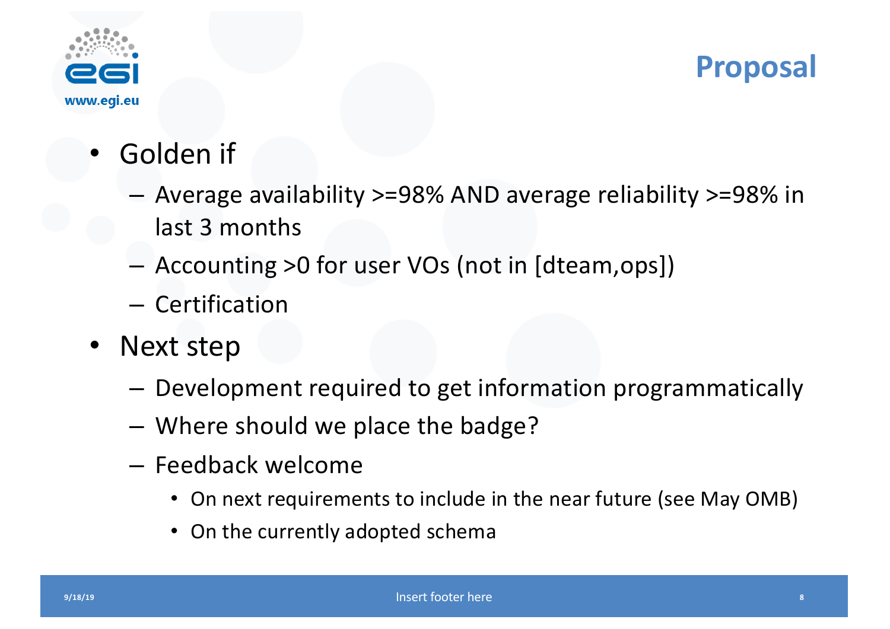# Proposal

- Golden if
  - Average availability >=98% AND average reliability >=98% in last 3 months
  - Accounting >0 for user VOs (not in [dteam,ops])
  - Certification
- Next step
  - Development required to get information programmatically
  - Where should we place the badge?
  - Feedback welcome
    - On next requirements to include in the near future (see May OMB)
    - On the currently adopted schema